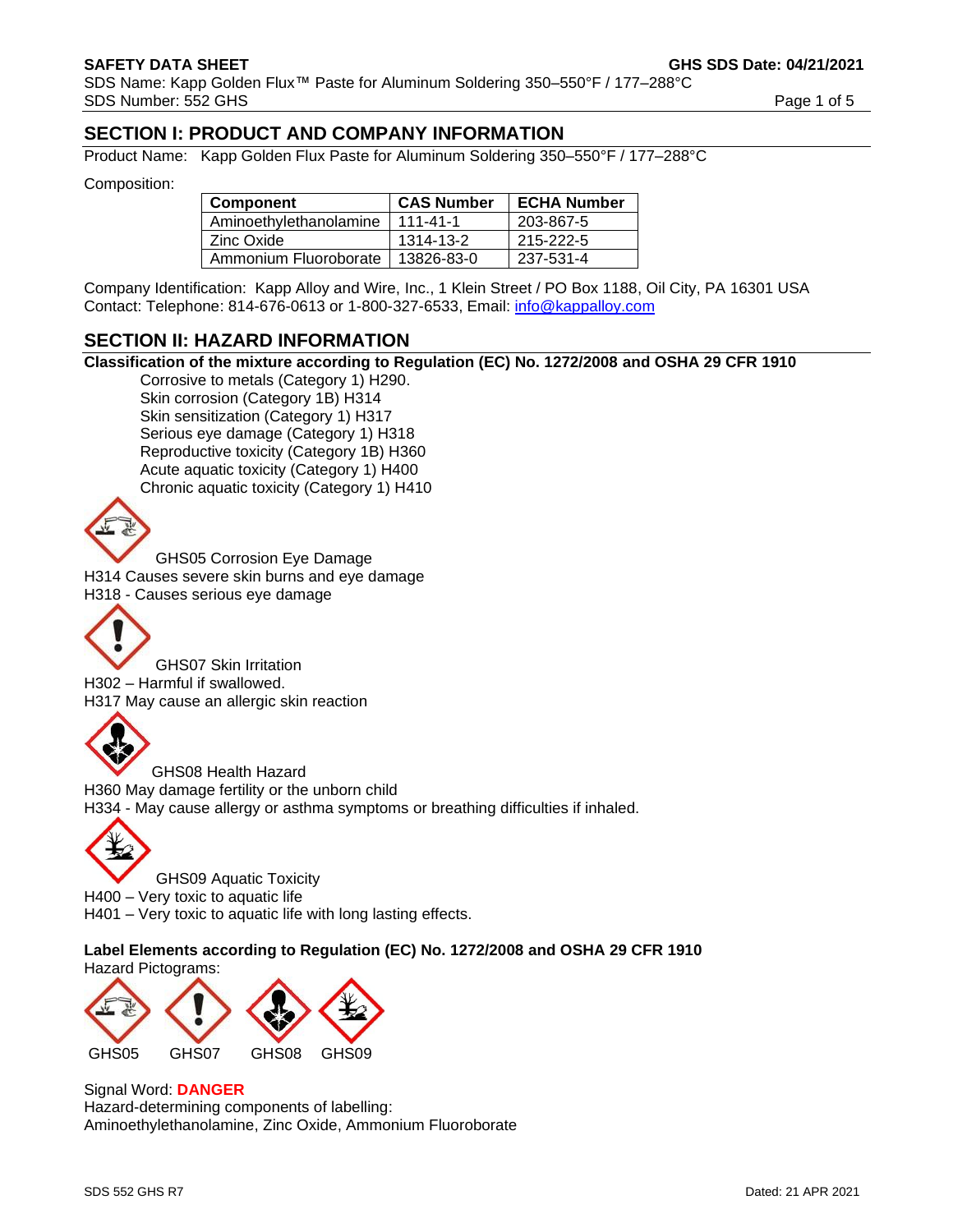## SECTION I: PRODUCT AND COMPANY INFORMATION

Product Name: Kapp Golden Flux Paste for Aluminum Soldering 350–550°F / 177–288°C

Composition:

| Component | CAS Number | ECHA Number |
|---|---|---|
| Aminoethylethanolamine | 111-41-1 | 203-867-5 |
| Zinc Oxide | 1314-13-2 | 215-222-5 |
| Ammonium Fluoroborate | 13826-83-0 | 237-531-4 |

Company Identification: Kapp Alloy and Wire, Inc., 1 Klein Street / PO Box 1188, Oil City, PA 16301 USA
Contact: Telephone: 814-676-0613 or 1-800-327-6533, Email: info@kappalloy.com

## SECTION II: HAZARD INFORMATION

**Classification of the mixture according to Regulation (EC) No. 1272/2008 and OSHA 29 CFR 1910**

Corrosive to metals (Category 1) H290.
Skin corrosion (Category 1B) H314
Skin sensitization (Category 1) H317
Serious eye damage (Category 1) H318
Reproductive toxicity (Category 1B) H360
Acute aquatic toxicity (Category 1) H400
Chronic aquatic toxicity (Category 1) H410

GHS05 Corrosion Eye Damage
H314 Causes severe skin burns and eye damage
H318 - Causes serious eye damage

GHS07 Skin Irritation
H302 – Harmful if swallowed.
H317 May cause an allergic skin reaction

GHS08 Health Hazard
H360 May damage fertility or the unborn child
H334 - May cause allergy or asthma symptoms or breathing difficulties if inhaled.

GHS09 Aquatic Toxicity
H400 – Very toxic to aquatic life
H401 – Very toxic to aquatic life with long lasting effects.

**Label Elements according to Regulation (EC) No. 1272/2008 and OSHA 29 CFR 1910**

Hazard Pictograms:

GHS05 GHS07 GHS08 GHS09

Signal Word: **DANGER**

Hazard-determining components of labelling:
Aminoethylethanolamine, Zinc Oxide, Ammonium Fluoroborate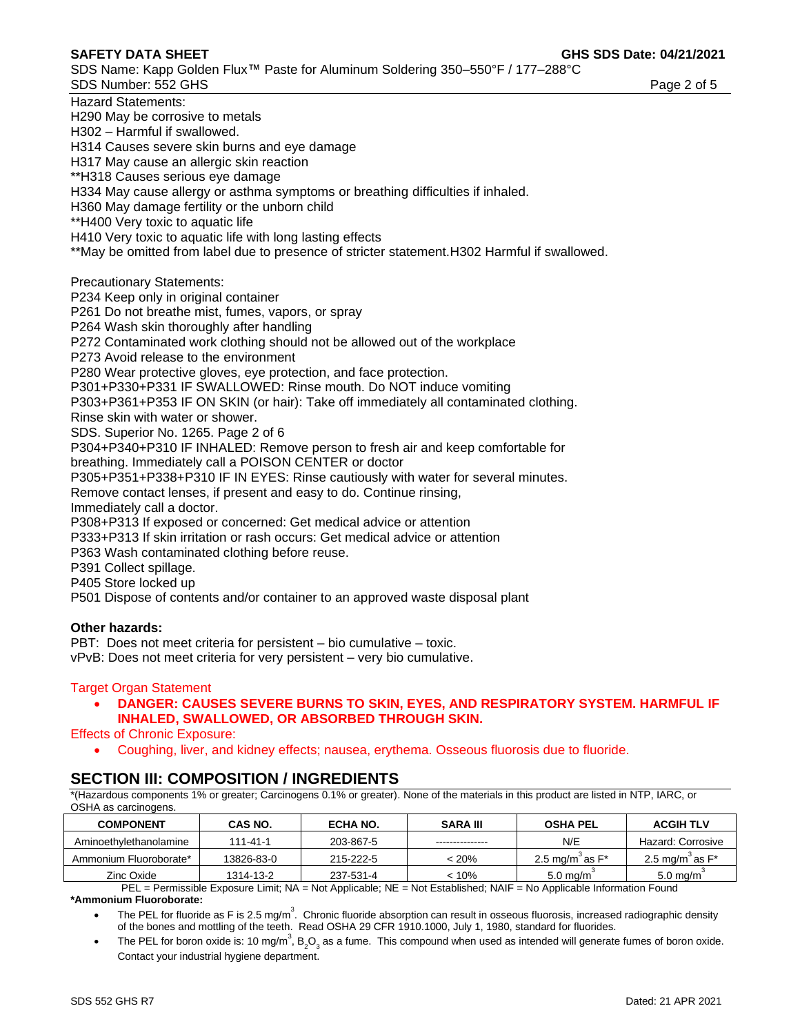Hazard Statements:
H290 May be corrosive to metals
H302 – Harmful if swallowed.
H314 Causes severe skin burns and eye damage
H317 May cause an allergic skin reaction
**H318 Causes serious eye damage
H334 May cause allergy or asthma symptoms or breathing difficulties if inhaled.
H360 May damage fertility or the unborn child
**H400 Very toxic to aquatic life
H410 Very toxic to aquatic life with long lasting effects
**May be omitted from label due to presence of stricter statement.H302 Harmful if swallowed.

Precautionary Statements:
P234 Keep only in original container
P261 Do not breathe mist, fumes, vapors, or spray
P264 Wash skin thoroughly after handling
P272 Contaminated work clothing should not be allowed out of the workplace
P273 Avoid release to the environment
P280 Wear protective gloves, eye protection, and face protection.
P301+P330+P331 IF SWALLOWED: Rinse mouth. Do NOT induce vomiting
P303+P361+P353 IF ON SKIN (or hair): Take off immediately all contaminated clothing.
Rinse skin with water or shower.
SDS. Superior No. 1265. Page 2 of 6
P304+P340+P310 IF INHALED: Remove person to fresh air and keep comfortable for breathing. Immediately call a POISON CENTER or doctor
P305+P351+P338+P310 IF IN EYES: Rinse cautiously with water for several minutes.
Remove contact lenses, if present and easy to do. Continue rinsing,
Immediately call a doctor.
P308+P313 If exposed or concerned: Get medical advice or attention
P333+P313 If skin irritation or rash occurs: Get medical advice or attention
P363 Wash contaminated clothing before reuse.
P391 Collect spillage.
P405 Store locked up
P501 Dispose of contents and/or container to an approved waste disposal plant

**Other hazards:**

PBT: Does not meet criteria for persistent – bio cumulative – toxic.
vPvB: Does not meet criteria for very persistent – very bio cumulative.

Target Organ Statement

- **DANGER: CAUSES SEVERE BURNS TO SKIN, EYES, AND RESPIRATORY SYSTEM. HARMFUL IF INHALED, SWALLOWED, OR ABSORBED THROUGH SKIN.**

Effects of Chronic Exposure:

- Coughing, liver, and kidney effects; nausea, erythema. Osseous fluorosis due to fluoride.

## SECTION III: COMPOSITION / INGREDIENTS

*(Hazardous components 1% or greater; Carcinogens 0.1% or greater). None of the materials in this product are listed in NTP, IARC, or OSHA as carcinogens.

| COMPONENT | CAS NO. | ECHA NO. | SARA III | OSHA PEL | ACGIH TLV |
|---|---|---|---|---|---|
| Aminoethylethanolamine | 111-41-1 | 203-867-5 | --------------- | N/E | Hazard: Corrosive |
| Ammonium Fluoroborate* | 13826-83-0 | 215-222-5 | < 20% | 2.5 $mg/m^3$ as F* | 2.5 $mg/m^3$ as F* |
| Zinc Oxide | 1314-13-2 | 237-531-4 | < 10% | 5.0 $mg/m^3$ | 5.0 $mg/m^3$ |

PEL = Permissible Exposure Limit; NA = Not Applicable; NE = Not Established; NAIF = No Applicable Information Found

**\*Ammonium Fluoroborate:**

- The PEL for fluoride as F is 2.5 $mg/m^3$. Chronic fluoride absorption can result in osseous fluorosis, increased radiographic density of the bones and mottling of the teeth. Read OSHA 29 CFR 1910.1000, July 1, 1980, standard for fluorides.
- The PEL for boron oxide is: 10 $mg/m^3$, $B_2O_3$ as a fume. This compound when used as intended will generate fumes of boron oxide. Contact your industrial hygiene department.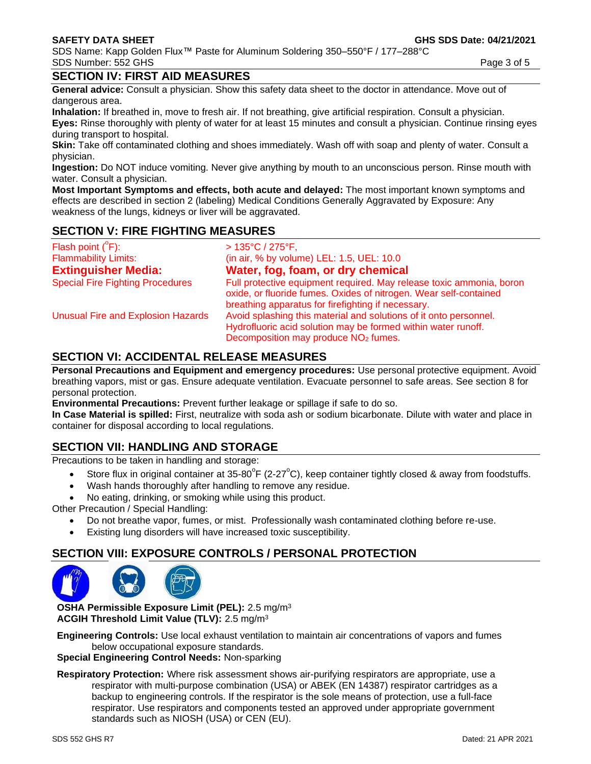## SECTION IV: FIRST AID MEASURES

**General advice:** Consult a physician. Show this safety data sheet to the doctor in attendance. Move out of dangerous area.

**Inhalation:** If breathed in, move to fresh air. If not breathing, give artificial respiration. Consult a physician.

**Eyes:** Rinse thoroughly with plenty of water for at least 15 minutes and consult a physician. Continue rinsing eyes during transport to hospital.

**Skin:** Take off contaminated clothing and shoes immediately. Wash off with soap and plenty of water. Consult a physician.

**Ingestion:** Do NOT induce vomiting. Never give anything by mouth to an unconscious person. Rinse mouth with water. Consult a physician.

**Most Important Symptoms and effects, both acute and delayed:** The most important known symptoms and effects are described in section 2 (labeling) Medical Conditions Generally Aggravated by Exposure: Any weakness of the lungs, kidneys or liver will be aggravated.

## SECTION V: FIRE FIGHTING MEASURES

| | |
|---|---|
| Flash point (°F): | > 135°C / 275°F, |
| Flammability Limits: | (in air, % by volume) LEL: 1.5, UEL: 10.0 |
| **Extinguisher Media:** | **Water, fog, foam, or dry chemical** |
| Special Fire Fighting Procedures | Full protective equipment required. May release toxic ammonia, boron oxide, or fluoride fumes. Oxides of nitrogen. Wear self-contained breathing apparatus for firefighting if necessary. |
| Unusual Fire and Explosion Hazards | Avoid splashing this material and solutions of it onto personnel. Hydrofluoric acid solution may be formed within water runoff. Decomposition may produce $NO_2$ fumes. |

## SECTION VI: ACCIDENTAL RELEASE MEASURES

**Personal Precautions and Equipment and emergency procedures:** Use personal protective equipment. Avoid breathing vapors, mist or gas. Ensure adequate ventilation. Evacuate personnel to safe areas. See section 8 for personal protection.

**Environmental Precautions:** Prevent further leakage or spillage if safe to do so.

**In Case Material is spilled:** First, neutralize with soda ash or sodium bicarbonate. Dilute with water and place in container for disposal according to local regulations.

## SECTION VII: HANDLING AND STORAGE

Precautions to be taken in handling and storage:

- Store flux in original container at 35-80°F (2-27°C), keep container tightly closed & away from foodstuffs.
- Wash hands thoroughly after handling to remove any residue.
- No eating, drinking, or smoking while using this product.

Other Precaution / Special Handling:

- Do not breathe vapor, fumes, or mist. Professionally wash contaminated clothing before re-use.
- Existing lung disorders will have increased toxic susceptibility.

## SECTION VIII: EXPOSURE CONTROLS / PERSONAL PROTECTION

**OSHA Permissible Exposure Limit (PEL):** 2.5 mg/m³
**ACGIH Threshold Limit Value (TLV):** 2.5 mg/m³

**Engineering Controls:** Use local exhaust ventilation to maintain air concentrations of vapors and fumes below occupational exposure standards.
**Special Engineering Control Needs:** Non-sparking

**Respiratory Protection:** Where risk assessment shows air-purifying respirators are appropriate, use a respirator with multi-purpose combination (USA) or ABEK (EN 14387) respirator cartridges as a backup to engineering controls. If the respirator is the sole means of protection, use a full-face respirator. Use respirators and components tested an approved under appropriate government standards such as NIOSH (USA) or CEN (EU).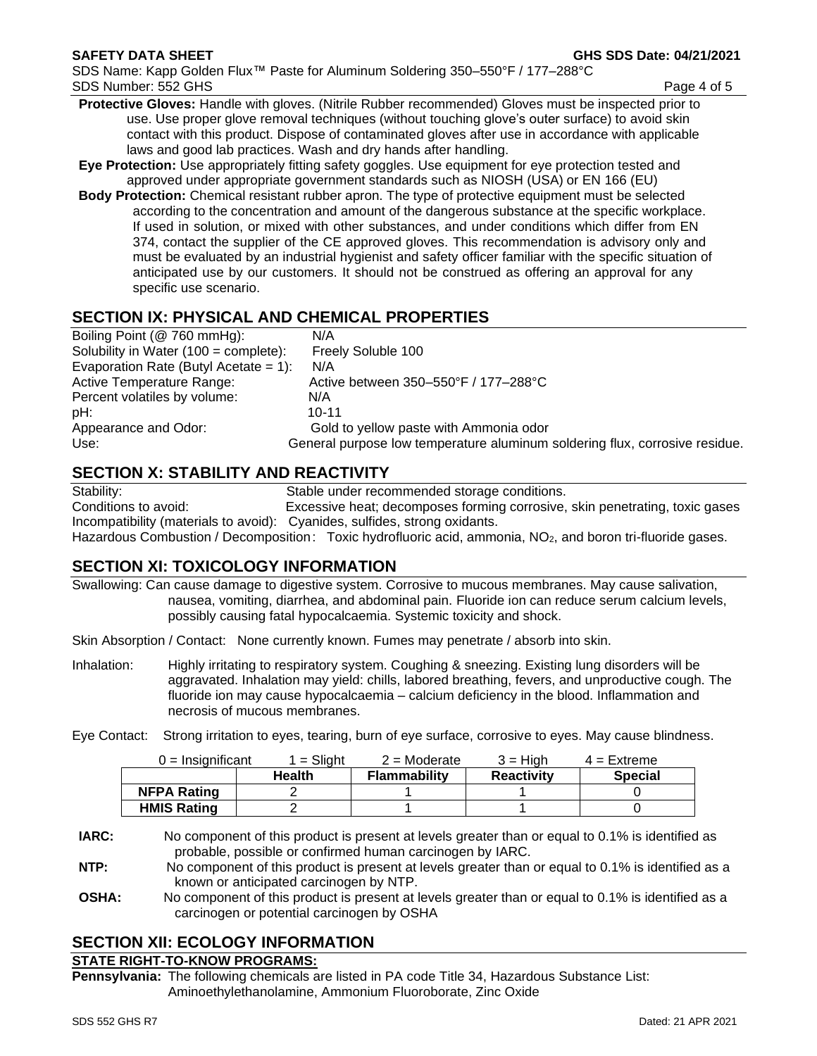**Protective Gloves:** Handle with gloves. (Nitrile Rubber recommended) Gloves must be inspected prior to use. Use proper glove removal techniques (without touching glove's outer surface) to avoid skin contact with this product. Dispose of contaminated gloves after use in accordance with applicable laws and good lab practices. Wash and dry hands after handling.

**Eye Protection:** Use appropriately fitting safety goggles. Use equipment for eye protection tested and approved under appropriate government standards such as NIOSH (USA) or EN 166 (EU)

**Body Protection:** Chemical resistant rubber apron. The type of protective equipment must be selected according to the concentration and amount of the dangerous substance at the specific workplace. If used in solution, or mixed with other substances, and under conditions which differ from EN 374, contact the supplier of the CE approved gloves. This recommendation is advisory only and must be evaluated by an industrial hygienist and safety officer familiar with the specific situation of anticipated use by our customers. It should not be construed as offering an approval for any specific use scenario.

## SECTION IX: PHYSICAL AND CHEMICAL PROPERTIES

| | |
|---|---|
| Boiling Point (@ 760 mmHg): | N/A |
| Solubility in Water (100 = complete): | Freely Soluble 100 |
| Evaporation Rate (Butyl Acetate = 1): | N/A |
| Active Temperature Range: | Active between 350–550°F / 177–288°C |
| Percent volatiles by volume: | N/A |
| pH: | 10-11 |
| Appearance and Odor: | Gold to yellow paste with Ammonia odor |
| Use: | General purpose low temperature aluminum soldering flux, corrosive residue. |

## SECTION X: STABILITY AND REACTIVITY

Stability: Stable under recommended storage conditions.

Conditions to avoid: Excessive heat; decomposes forming corrosive, skin penetrating, toxic gases

Incompatibility (materials to avoid): Cyanides, sulfides, strong oxidants.

Hazardous Combustion / Decomposition: Toxic hydrofluoric acid, ammonia, $NO_2$, and boron tri-fluoride gases.

## SECTION XI: TOXICOLOGY INFORMATION

Swallowing: Can cause damage to digestive system. Corrosive to mucous membranes. May cause salivation, nausea, vomiting, diarrhea, and abdominal pain. Fluoride ion can reduce serum calcium levels, possibly causing fatal hypocalcaemia. Systemic toxicity and shock.

Skin Absorption / Contact: None currently known. Fumes may penetrate / absorb into skin.

Inhalation: Highly irritating to respiratory system. Coughing & sneezing. Existing lung disorders will be aggravated. Inhalation may yield: chills, labored breathing, fevers, and unproductive cough. The fluoride ion may cause hypocalcaemia – calcium deficiency in the blood. Inflammation and necrosis of mucous membranes.

Eye Contact: Strong irritation to eyes, tearing, burn of eye surface, corrosive to eyes. May cause blindness.

| 0 = Insignificant | 1 = Slight | 2 = Moderate | 3 = High | 4 = Extreme |
|---|---|---|---|---|
| | **Health** | **Flammability** | **Reactivity** | **Special** |
| **NFPA Rating** | 2 | 1 | 1 | 0 |
| **HMIS Rating** | 2 | 1 | 1 | 0 |

**IARC:** No component of this product is present at levels greater than or equal to 0.1% is identified as probable, possible or confirmed human carcinogen by IARC.

**NTP:** No component of this product is present at levels greater than or equal to 0.1% is identified as a known or anticipated carcinogen by NTP.

**OSHA:** No component of this product is present at levels greater than or equal to 0.1% is identified as a carcinogen or potential carcinogen by OSHA

## SECTION XII: ECOLOGY INFORMATION

**STATE RIGHT-TO-KNOW PROGRAMS:**

**Pennsylvania:** The following chemicals are listed in PA code Title 34, Hazardous Substance List: Aminoethylethanolamine, Ammonium Fluoroborate, Zinc Oxide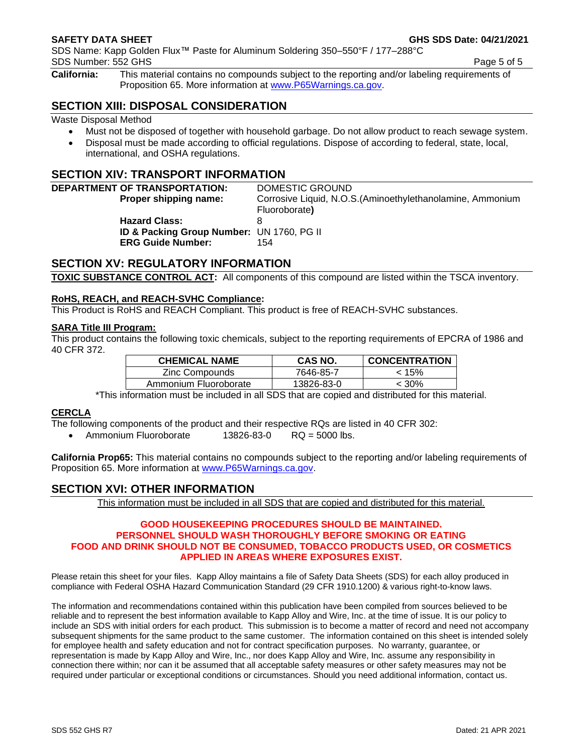**California:** This material contains no compounds subject to the reporting and/or labeling requirements of Proposition 65. More information at www.P65Warnings.ca.gov.

## SECTION XIII: DISPOSAL CONSIDERATION

Waste Disposal Method

- Must not be disposed of together with household garbage. Do not allow product to reach sewage system.
- Disposal must be made according to official regulations. Dispose of according to federal, state, local, international, and OSHA regulations.

## SECTION XIV: TRANSPORT INFORMATION

| | |
|---|---|
| **DEPARTMENT OF TRANSPORTATION:** | DOMESTIC GROUND |
| **Proper shipping name:** | Corrosive Liquid, N.O.S.(Aminoethylethanolamine, Ammonium Fluoroborate**)** |
| **Hazard Class:** | 8 |
| **ID & Packing Group Number:** | UN 1760, PG II |
| **ERG Guide Number:** | 154 |

## SECTION XV: REGULATORY INFORMATION

**TOXIC SUBSTANCE CONTROL ACT:** All components of this compound are listed within the TSCA inventory.

**RoHS, REACH, and REACH-SVHC Compliance:**

This Product is RoHS and REACH Compliant. This product is free of REACH-SVHC substances.

**SARA Title III Program:**

This product contains the following toxic chemicals, subject to the reporting requirements of EPCRA of 1986 and 40 CFR 372.

| CHEMICAL NAME | CAS NO. | CONCENTRATION |
|---|---|---|
| Zinc Compounds | 7646-85-7 | < 15% |
| Ammonium Fluoroborate | 13826-83-0 | < 30% |

*This information must be included in all SDS that are copied and distributed for this material.

**CERCLA**

The following components of the product and their respective RQs are listed in 40 CFR 302:

- Ammonium Fluoroborate 13826-83-0 RQ = 5000 lbs.

**California Prop65:** This material contains no compounds subject to the reporting and/or labeling requirements of Proposition 65. More information at www.P65Warnings.ca.gov.

## SECTION XVI: OTHER INFORMATION

This information must be included in all SDS that are copied and distributed for this material.

**GOOD HOUSEKEEPING PROCEDURES SHOULD BE MAINTAINED.**
**PERSONNEL SHOULD WASH THOROUGHLY BEFORE SMOKING OR EATING**
**FOOD AND DRINK SHOULD NOT BE CONSUMED, TOBACCO PRODUCTS USED, OR COSMETICS APPLIED IN AREAS WHERE EXPOSURES EXIST.**

Please retain this sheet for your files. Kapp Alloy maintains a file of Safety Data Sheets (SDS) for each alloy produced in compliance with Federal OSHA Hazard Communication Standard (29 CFR 1910.1200) & various right-to-know laws.

The information and recommendations contained within this publication have been compiled from sources believed to be reliable and to represent the best information available to Kapp Alloy and Wire, Inc. at the time of issue. It is our policy to include an SDS with initial orders for each product. This submission is to become a matter of record and need not accompany subsequent shipments for the same product to the same customer. The information contained on this sheet is intended solely for employee health and safety education and not for contract specification purposes. No warranty, guarantee, or representation is made by Kapp Alloy and Wire, Inc., nor does Kapp Alloy and Wire, Inc. assume any responsibility in connection there within; nor can it be assumed that all acceptable safety measures or other safety measures may not be required under particular or exceptional conditions or circumstances. Should you need additional information, contact us.